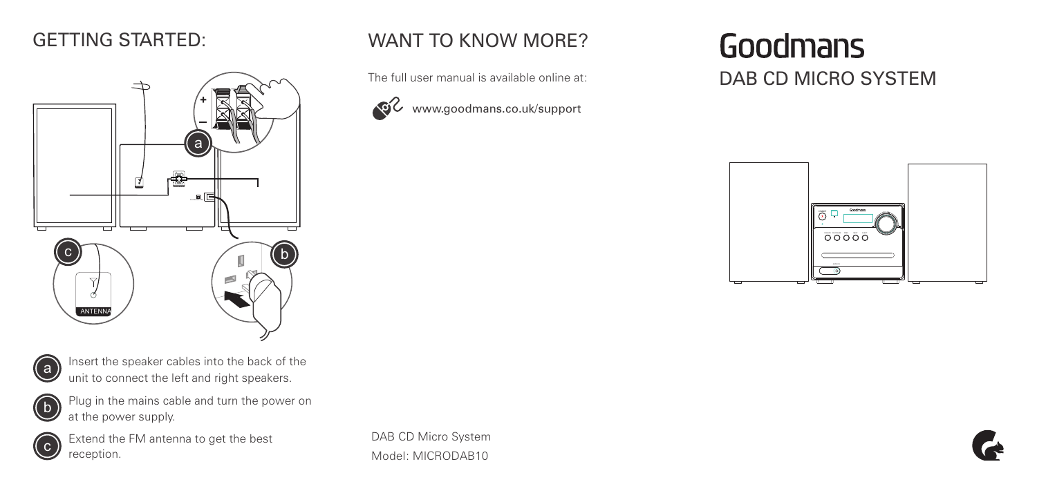# Goodmans

## DAB CD MICRO SYSTEM

## GETTING STARTED:

- **a** Insert the speaker cables into the back of the unit to connect the left and right speakers.
- **b** Plug in the mains cable and turn the power on at the power supply.
- **c** Extend the FM antenna to get the best reception.

## WANT TO KNOW MORE?

The full user manual is available online at:

www.goodmans.co.uk/support

DAB CD Micro System
Model: MICRODAB10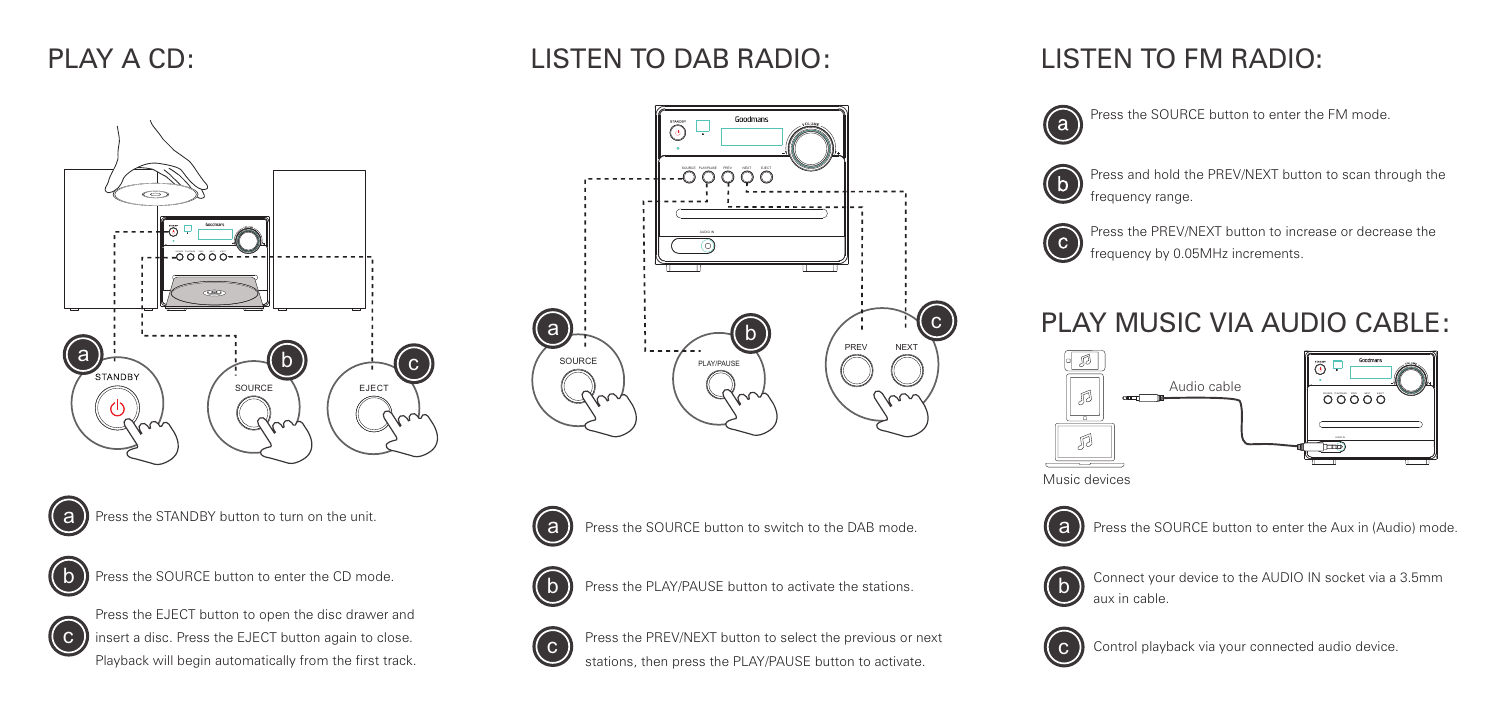# PLAY A CD:

STANDBY

SOURCE

EJECT

- **a** Press the STANDBY button to turn on the unit.
- **b** Press the SOURCE button to enter the CD mode.
- **c** Press the EJECT button to open the disc drawer and insert a disc. Press the EJECT button again to close. Playback will begin automatically from the first track.

# LISTEN TO DAB RADIO:

SOURCE

PLAY/PAUSE

PREV NEXT

- **a** Press the SOURCE button to switch to the DAB mode.
- **b** Press the PLAY/PAUSE button to activate the stations.
- **c** Press the PREV/NEXT button to select the previous or next stations, then press the PLAY/PAUSE button to activate.

# LISTEN TO FM RADIO:

- **a** Press the SOURCE button to enter the FM mode.
- **b** Press and hold the PREV/NEXT button to scan through the frequency range.
- **c** Press the PREV/NEXT button to increase or decrease the frequency by 0.05MHz increments.

# PLAY MUSIC VIA AUDIO CABLE:

Audio cable

Music devices

- **a** Press the SOURCE button to enter the Aux in (Audio) mode.
- **b** Connect your device to the AUDIO IN socket via a 3.5mm aux in cable.
- **c** Control playback via your connected audio device.